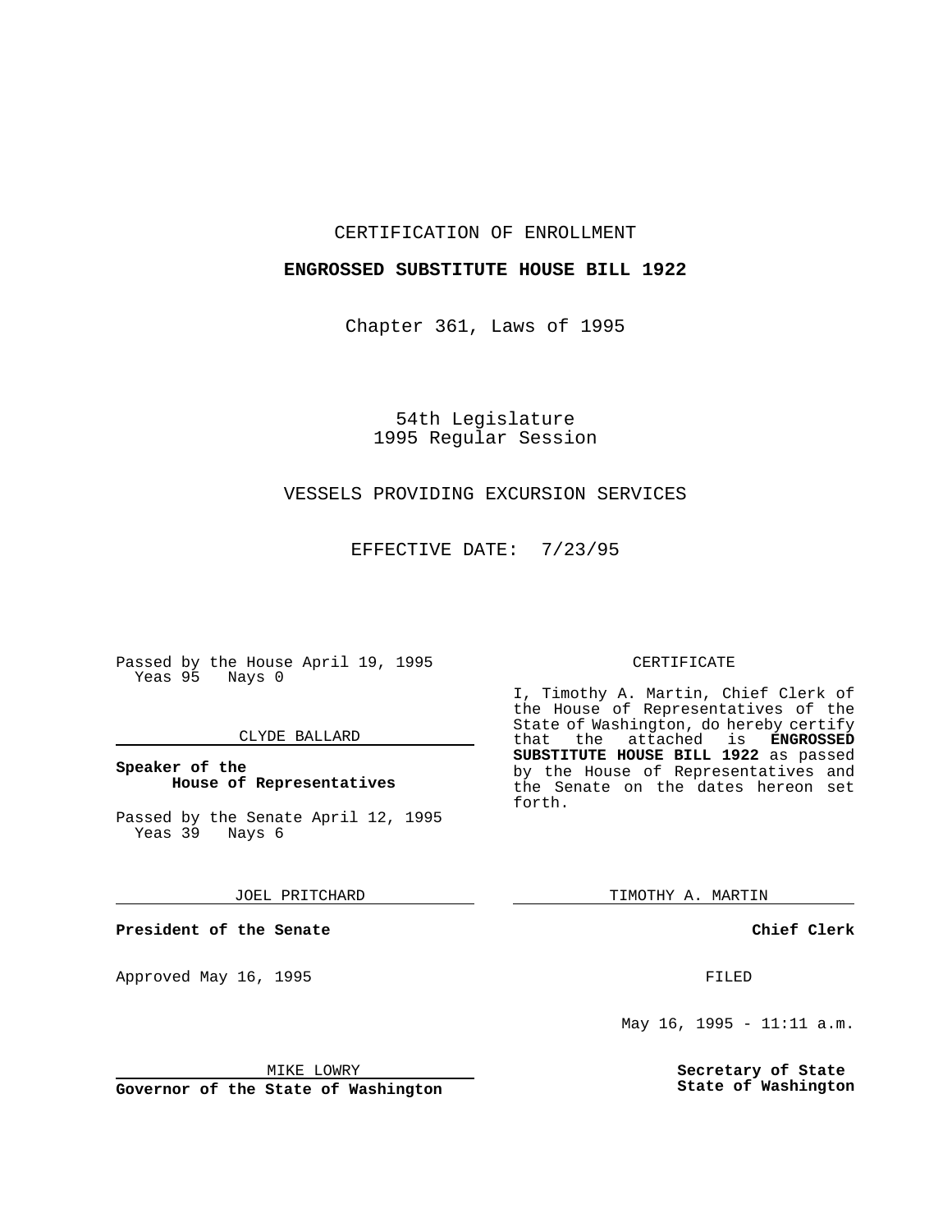CERTIFICATION OF ENROLLMENT

**ENGROSSED SUBSTITUTE HOUSE BILL 1922**

Chapter 361, Laws of 1995

54th Legislature
1995 Regular Session

VESSELS PROVIDING EXCURSION SERVICES

EFFECTIVE DATE: 7/23/95

Passed by the House April 19, 1995
Yeas 95 Nays 0

CLYDE BALLARD

**Speaker of the House of Representatives**

Passed by the Senate April 12, 1995
Yeas 39 Nays 6

JOEL PRITCHARD

**President of the Senate**

Approved May 16, 1995

MIKE LOWRY

**Governor of the State of Washington**

CERTIFICATE

I, Timothy A. Martin, Chief Clerk of the House of Representatives of the State of Washington, do hereby certify that the attached is **ENGROSSED SUBSTITUTE HOUSE BILL 1922** as passed by the House of Representatives and the Senate on the dates hereon set forth.

TIMOTHY A. MARTIN

**Chief Clerk**

FILED

May 16, 1995 - 11:11 a.m.

**Secretary of State**
**State of Washington**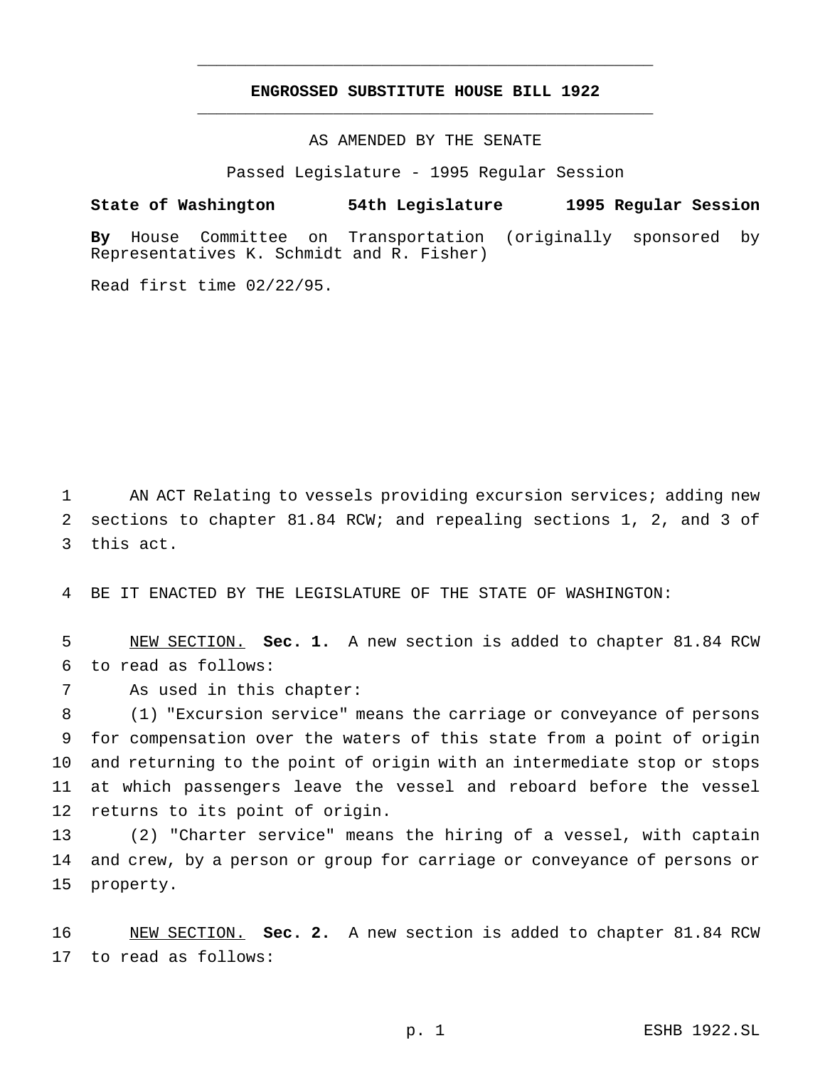# ENGROSSED SUBSTITUTE HOUSE BILL 1922

AS AMENDED BY THE SENATE

Passed Legislature - 1995 Regular Session

**State of Washington 54th Legislature 1995 Regular Session**

**By** House Committee on Transportation (originally sponsored by Representatives K. Schmidt and R. Fisher)

Read first time 02/22/95.

AN ACT Relating to vessels providing excursion services; adding new sections to chapter 81.84 RCW; and repealing sections 1, 2, and 3 of this act.

BE IT ENACTED BY THE LEGISLATURE OF THE STATE OF WASHINGTON:

NEW SECTION. **Sec. 1.** A new section is added to chapter 81.84 RCW to read as follows:

As used in this chapter:

(1) "Excursion service" means the carriage or conveyance of persons for compensation over the waters of this state from a point of origin and returning to the point of origin with an intermediate stop or stops at which passengers leave the vessel and reboard before the vessel returns to its point of origin.

(2) "Charter service" means the hiring of a vessel, with captain and crew, by a person or group for carriage or conveyance of persons or property.

NEW SECTION. **Sec. 2.** A new section is added to chapter 81.84 RCW to read as follows: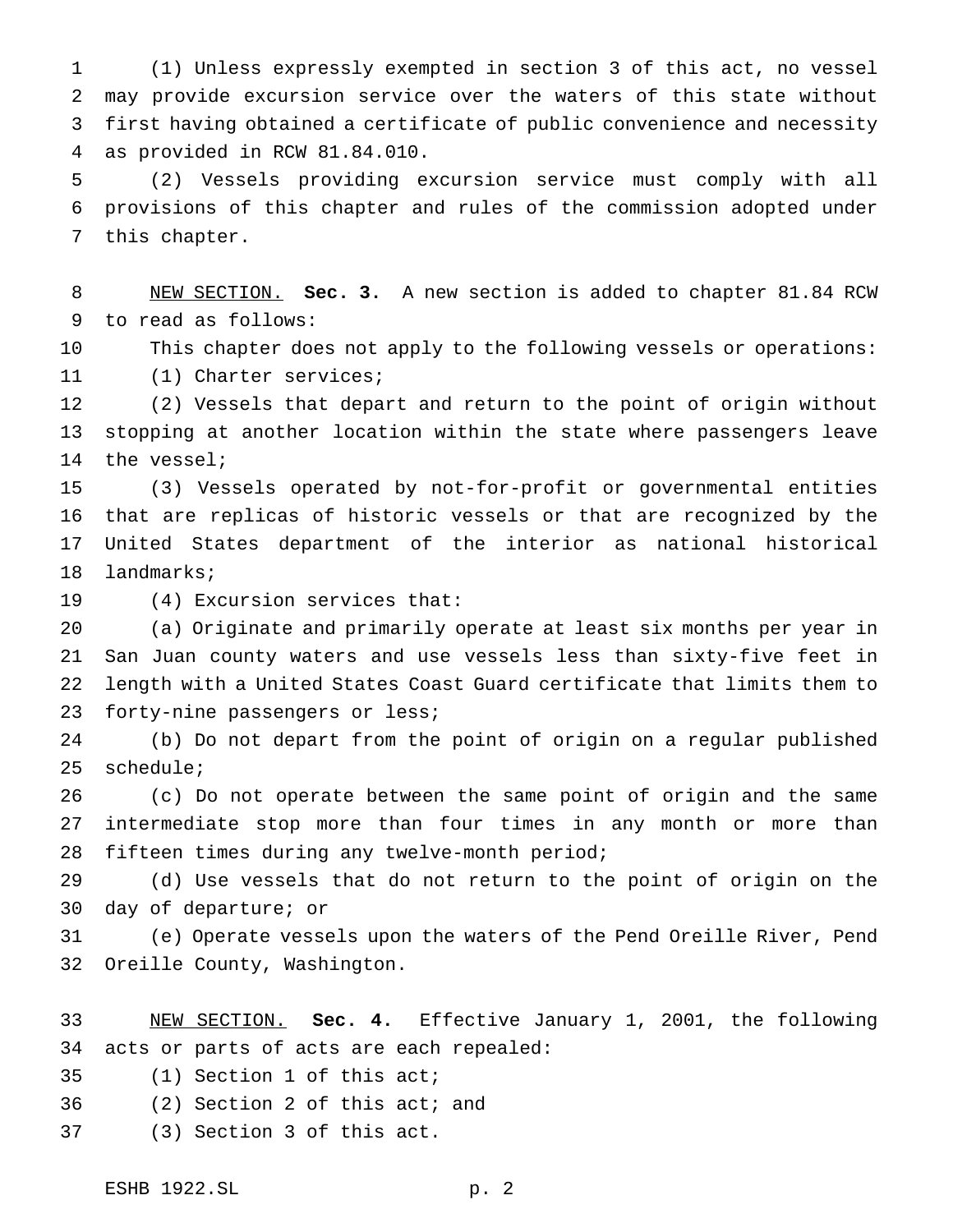(1) Unless expressly exempted in section 3 of this act, no vessel may provide excursion service over the waters of this state without first having obtained a certificate of public convenience and necessity as provided in RCW 81.84.010.

(2) Vessels providing excursion service must comply with all provisions of this chapter and rules of the commission adopted under this chapter.

NEW SECTION. **Sec. 3.** A new section is added to chapter 81.84 RCW to read as follows:

This chapter does not apply to the following vessels or operations:

(1) Charter services;

(2) Vessels that depart and return to the point of origin without stopping at another location within the state where passengers leave the vessel;

(3) Vessels operated by not-for-profit or governmental entities that are replicas of historic vessels or that are recognized by the United States department of the interior as national historical landmarks;

(4) Excursion services that:

(a) Originate and primarily operate at least six months per year in San Juan county waters and use vessels less than sixty-five feet in length with a United States Coast Guard certificate that limits them to forty-nine passengers or less;

(b) Do not depart from the point of origin on a regular published schedule;

(c) Do not operate between the same point of origin and the same intermediate stop more than four times in any month or more than fifteen times during any twelve-month period;

(d) Use vessels that do not return to the point of origin on the day of departure; or

(e) Operate vessels upon the waters of the Pend Oreille River, Pend Oreille County, Washington.

NEW SECTION. **Sec. 4.** Effective January 1, 2001, the following acts or parts of acts are each repealed:

(1) Section 1 of this act;

(2) Section 2 of this act; and

(3) Section 3 of this act.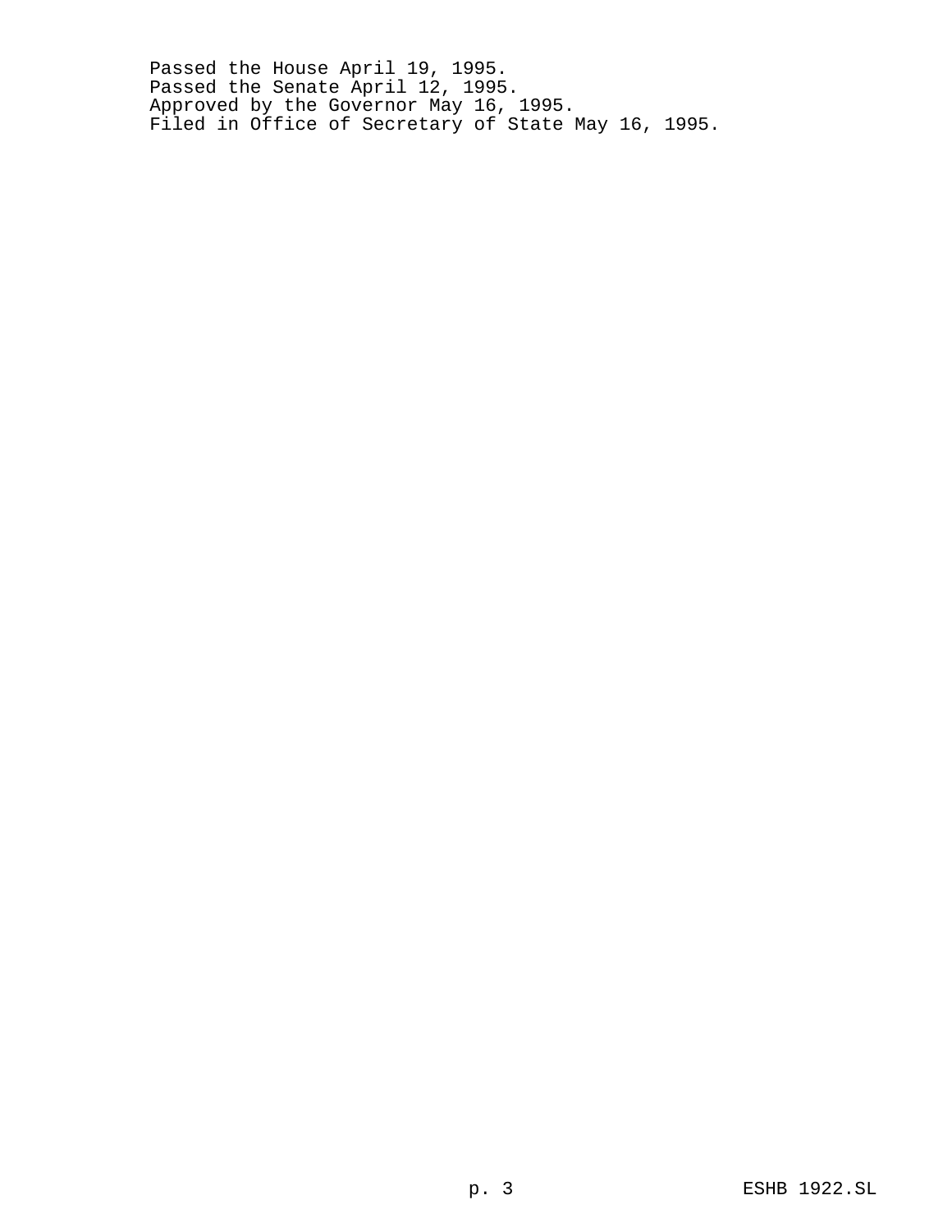Passed the House April 19, 1995.
Passed the Senate April 12, 1995.
Approved by the Governor May 16, 1995.
Filed in Office of Secretary of State May 16, 1995.